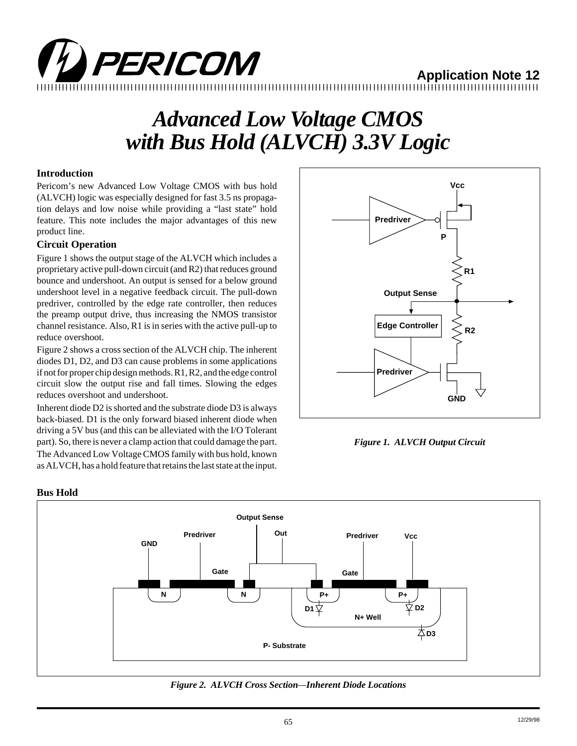# Advanced Low Voltage CMOS with Bus Hold (ALVCH) 3.3V Logic

## Introduction

Pericom's new Advanced Low Voltage CMOS with bus hold (ALVCH) logic was especially designed for fast 3.5 ns propagation delays and low noise while providing a "last state" hold feature. This note includes the major advantages of this new product line.

## Circuit Operation

Figure 1 shows the output stage of the ALVCH which includes a proprietary active pull-down circuit (and R2) that reduces ground bounce and undershoot. An output is sensed for a below ground undershoot level in a negative feedback circuit. The pull-down predriver, controlled by the edge rate controller, then reduces the preamp output drive, thus increasing the NMOS transistor channel resistance. Also, R1 is in series with the active pull-up to reduce overshoot.

Figure 2 shows a cross section of the ALVCH chip. The inherent diodes D1, D2, and D3 can cause problems in some applications if not for proper chip design methods. R1, R2, and the edge control circuit slow the output rise and fall times. Slowing the edges reduces overshoot and undershoot.

Inherent diode D2 is shorted and the substrate diode D3 is always back-biased. D1 is the only forward biased inherent diode when driving a 5V bus (and this can be alleviated with the I/O Tolerant part). So, there is never a clamp action that could damage the part.

The Advanced Low Voltage CMOS family with bus hold, known as ALVCH, has a hold feature that retains the last state at the input.

*Figure 1. ALVCH Output Circuit*

## Bus Hold

*Figure 2. ALVCH Cross Section—Inherent Diode Locations*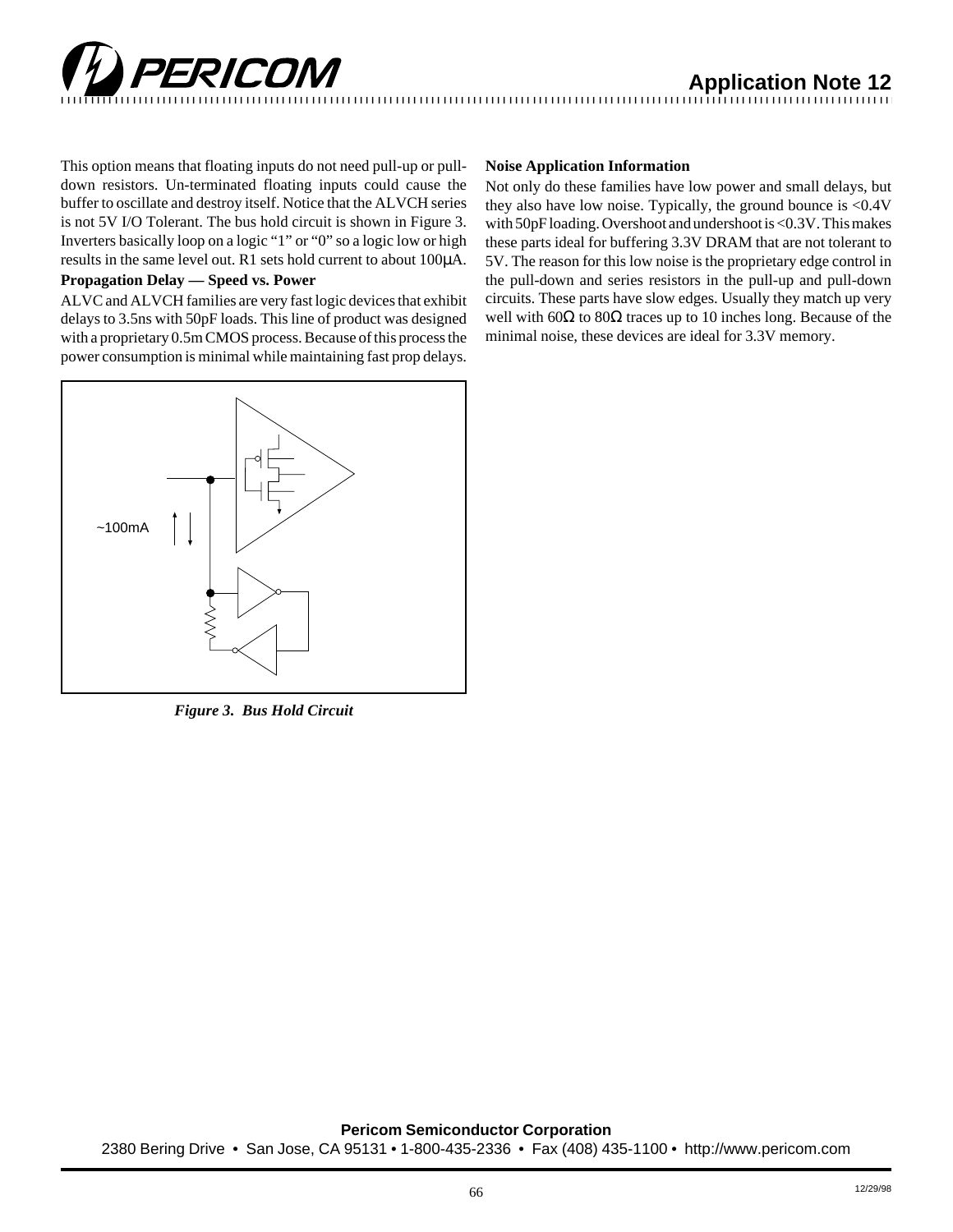This option means that floating inputs do not need pull-up or pull-down resistors. Un-terminated floating inputs could cause the buffer to oscillate and destroy itself. Notice that the ALVCH series is not 5V I/O Tolerant. The bus hold circuit is shown in Figure 3. Inverters basically loop on a logic "1" or "0" so a logic low or high results in the same level out. R1 sets hold current to about 100µA.

**Propagation Delay — Speed vs. Power**

ALVC and ALVCH families are very fast logic devices that exhibit delays to 3.5ns with 50pF loads. This line of product was designed with a proprietary 0.5m CMOS process. Because of this process the power consumption is minimal while maintaining fast prop delays.

~100mA

*Figure 3. Bus Hold Circuit*

**Noise Application Information**

Not only do these families have low power and small delays, but they also have low noise. Typically, the ground bounce is <0.4V with 50pF loading. Overshoot and undershoot is <0.3V. This makes these parts ideal for buffering 3.3V DRAM that are not tolerant to 5V. The reason for this low noise is the proprietary edge control in the pull-down and series resistors in the pull-up and pull-down circuits. These parts have slow edges. Usually they match up very well with 60Ω to 80Ω traces up to 10 inches long. Because of the minimal noise, these devices are ideal for 3.3V memory.